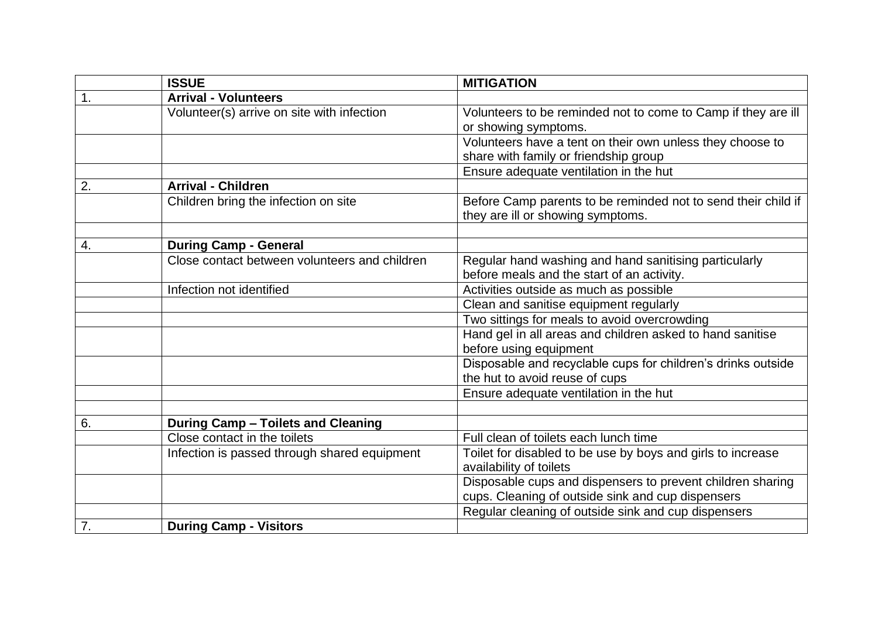| | ISSUE | MITIGATION |
|---|---|---|
| 1. | **Arrival - Volunteers** | |
| | Volunteer(s) arrive on site with infection | Volunteers to be reminded not to come to Camp if they are ill or showing symptoms. |
| | | Volunteers have a tent on their own unless they choose to share with family or friendship group |
| | | Ensure adequate ventilation in the hut |
| 2. | **Arrival - Children** | |
| | Children bring the infection on site | Before Camp parents to be reminded not to send their child if they are ill or showing symptoms. |
| | | |
| 4. | **During Camp - General** | |
| | Close contact between volunteers and children | Regular hand washing and hand sanitising particularly before meals and the start of an activity. |
| | Infection not identified | Activities outside as much as possible |
| | | Clean and sanitise equipment regularly |
| | | Two sittings for meals to avoid overcrowding |
| | | Hand gel in all areas and children asked to hand sanitise before using equipment |
| | | Disposable and recyclable cups for children's drinks outside the hut to avoid reuse of cups |
| | | Ensure adequate ventilation in the hut |
| | | |
| 6. | **During Camp – Toilets and Cleaning** | |
| | Close contact in the toilets | Full clean of toilets each lunch time |
| | Infection is passed through shared equipment | Toilet for disabled to be use by boys and girls to increase availability of toilets |
| | | Disposable cups and dispensers to prevent children sharing cups. Cleaning of outside sink and cup dispensers |
| | | Regular cleaning of outside sink and cup dispensers |
| 7. | **During Camp - Visitors** | |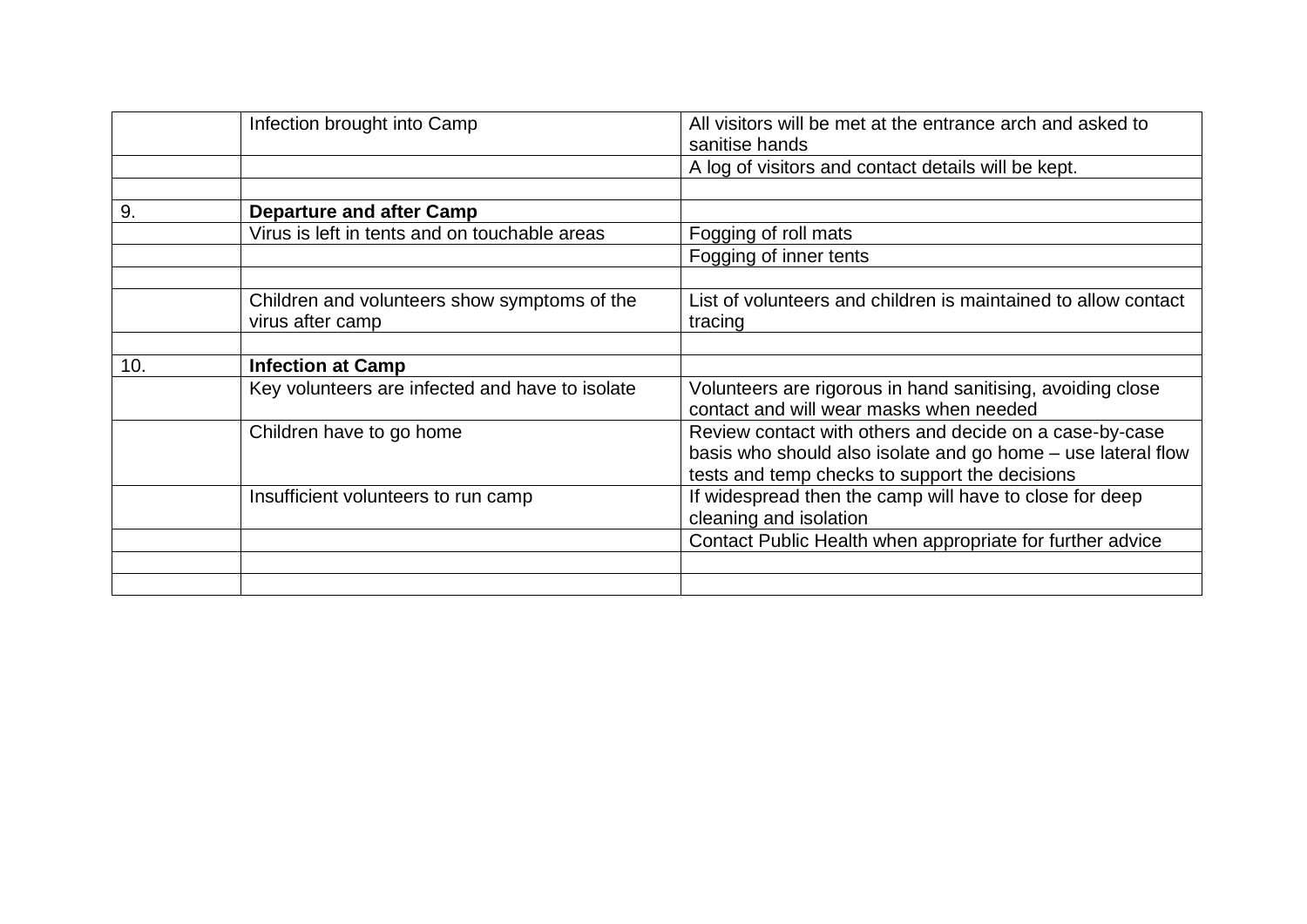| | | |
|---|---|---|
| | Infection brought into Camp | All visitors will be met at the entrance arch and asked to sanitise hands |
| | | A log of visitors and contact details will be kept. |
| | | |
| 9. | **Departure and after Camp** | |
| | Virus is left in tents and on touchable areas | Fogging of roll mats |
| | | Fogging of inner tents |
| | | |
| | Children and volunteers show symptoms of the virus after camp | List of volunteers and children is maintained to allow contact tracing |
| | | |
| 10. | **Infection at Camp** | |
| | Key volunteers are infected and have to isolate | Volunteers are rigorous in hand sanitising, avoiding close contact and will wear masks when needed |
| | Children have to go home | Review contact with others and decide on a case-by-case basis who should also isolate and go home – use lateral flow tests and temp checks to support the decisions |
| | Insufficient volunteers to run camp | If widespread then the camp will have to close for deep cleaning and isolation |
| | | Contact Public Health when appropriate for further advice |
| | | |
| | | |